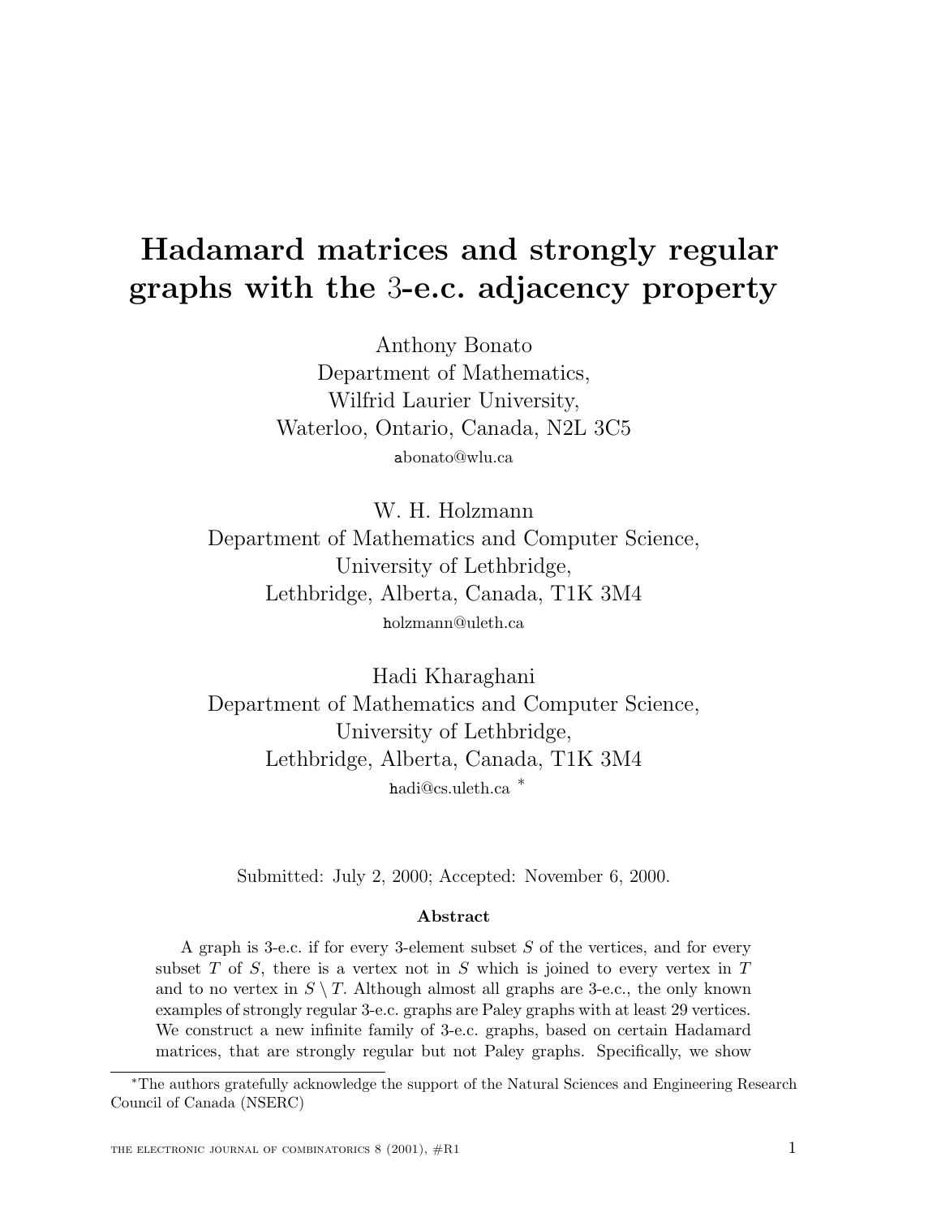# Hadamard matrices and strongly regular graphs with the 3-e.c. adjacency property

Anthony Bonato
Department of Mathematics,
Wilfrid Laurier University,
Waterloo, Ontario, Canada, N2L 3C5
abonato@wlu.ca

W. H. Holzmann
Department of Mathematics and Computer Science,
University of Lethbridge,
Lethbridge, Alberta, Canada, T1K 3M4
holzmann@uleth.ca

Hadi Kharaghani
Department of Mathematics and Computer Science,
University of Lethbridge,
Lethbridge, Alberta, Canada, T1K 3M4
hadi@cs.uleth.ca *

Submitted: July 2, 2000; Accepted: November 6, 2000.

### Abstract

A graph is 3-e.c. if for every 3-element subset $S$ of the vertices, and for every subset $T$ of $S$, there is a vertex not in $S$ which is joined to every vertex in $T$ and to no vertex in $S \setminus T$. Although almost all graphs are 3-e.c., the only known examples of strongly regular 3-e.c. graphs are Paley graphs with at least 29 vertices. We construct a new infinite family of 3-e.c. graphs, based on certain Hadamard matrices, that are strongly regular but not Paley graphs. Specifically, we show

*The authors gratefully acknowledge the support of the Natural Sciences and Engineering Research Council of Canada (NSERC)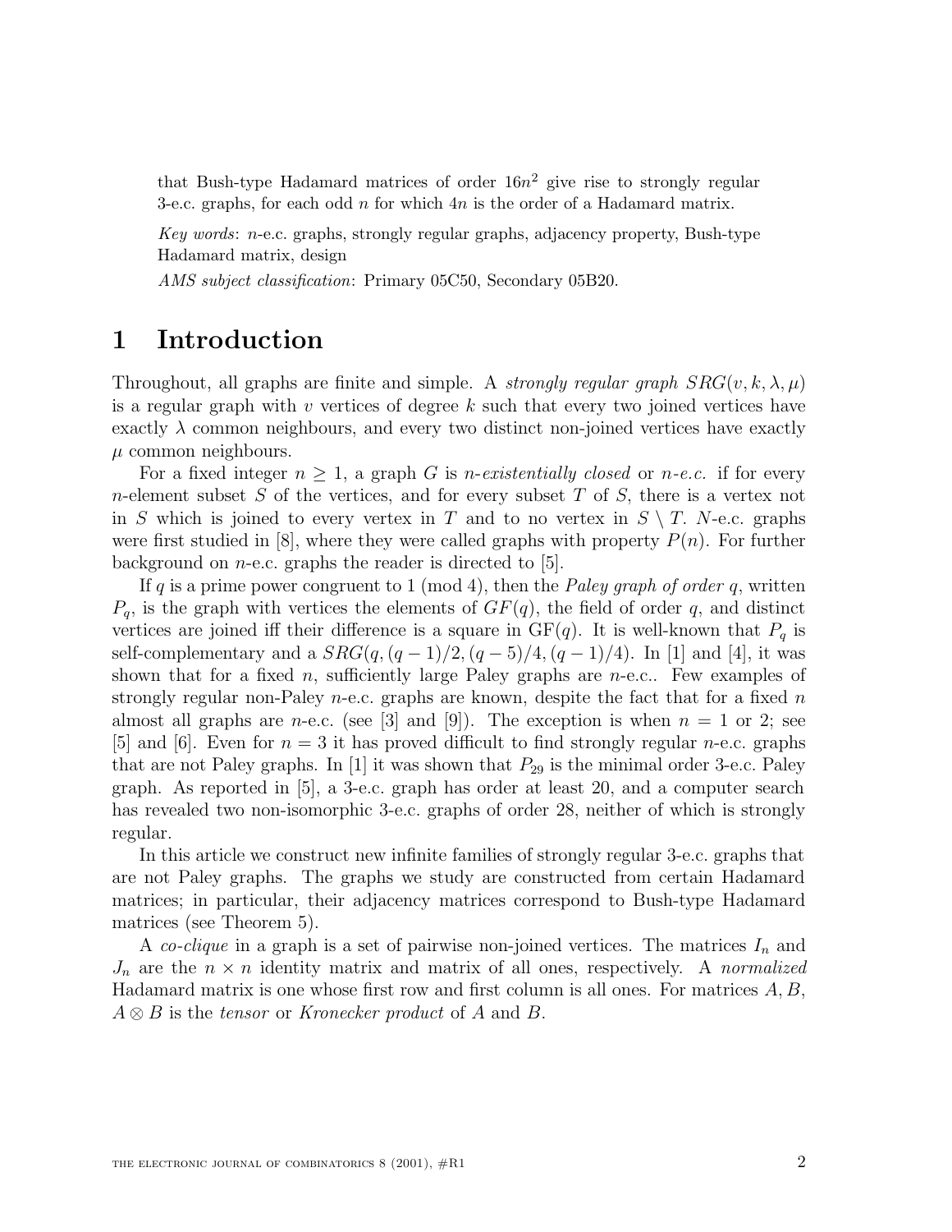that Bush-type Hadamard matrices of order $16n^2$ give rise to strongly regular 3-e.c. graphs, for each odd $n$ for which $4n$ is the order of a Hadamard matrix.

*Key words*: $n$-e.c. graphs, strongly regular graphs, adjacency property, Bush-type Hadamard matrix, design

*AMS subject classification*: Primary 05C50, Secondary 05B20.

# 1 Introduction

Throughout, all graphs are finite and simple. A *strongly regular graph* $SRG(v, k, \lambda, \mu)$ is a regular graph with $v$ vertices of degree $k$ such that every two joined vertices have exactly $\lambda$ common neighbours, and every two distinct non-joined vertices have exactly $\mu$ common neighbours.

For a fixed integer $n \geq 1$, a graph $G$ is *$n$-existentially closed* or *$n$-e.c.* if for every $n$-element subset $S$ of the vertices, and for every subset $T$ of $S$, there is a vertex not in $S$ which is joined to every vertex in $T$ and to no vertex in $S \setminus T$. $N$-e.c. graphs were first studied in [8], where they were called graphs with property $P(n)$. For further background on $n$-e.c. graphs the reader is directed to [5].

If $q$ is a prime power congruent to 1 (mod 4), then the *Paley graph of order $q$*, written $P_q$, is the graph with vertices the elements of $GF(q)$, the field of order $q$, and distinct vertices are joined iff their difference is a square in GF($q$). It is well-known that $P_q$ is self-complementary and a $SRG(q, (q-1)/2, (q-5)/4, (q-1)/4)$. In [1] and [4], it was shown that for a fixed $n$, sufficiently large Paley graphs are $n$-e.c.. Few examples of strongly regular non-Paley $n$-e.c. graphs are known, despite the fact that for a fixed $n$ almost all graphs are $n$-e.c. (see [3] and [9]). The exception is when $n = 1$ or 2; see [5] and [6]. Even for $n = 3$ it has proved difficult to find strongly regular $n$-e.c. graphs that are not Paley graphs. In [1] it was shown that $P_{29}$ is the minimal order 3-e.c. Paley graph. As reported in [5], a 3-e.c. graph has order at least 20, and a computer search has revealed two non-isomorphic 3-e.c. graphs of order 28, neither of which is strongly regular.

In this article we construct new infinite families of strongly regular 3-e.c. graphs that are not Paley graphs. The graphs we study are constructed from certain Hadamard matrices; in particular, their adjacency matrices correspond to Bush-type Hadamard matrices (see Theorem 5).

A *co-clique* in a graph is a set of pairwise non-joined vertices. The matrices $I_n$ and $J_n$ are the $n \times n$ identity matrix and matrix of all ones, respectively. A *normalized* Hadamard matrix is one whose first row and first column is all ones. For matrices $A, B$, $A \otimes B$ is the *tensor* or *Kronecker product* of $A$ and $B$.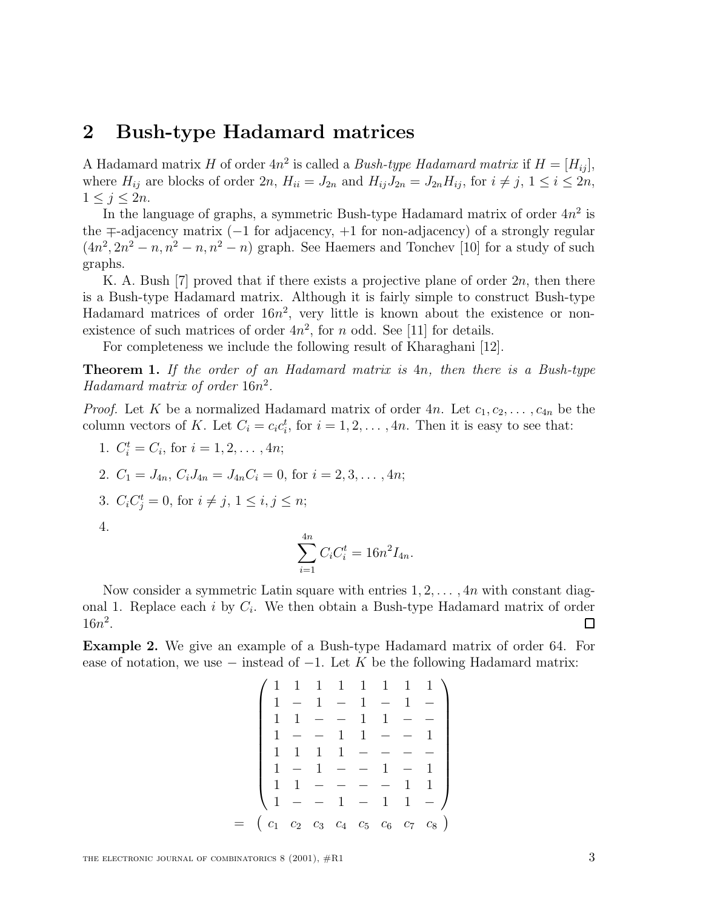## 2 Bush-type Hadamard matrices

A Hadamard matrix $H$ of order $4n^2$ is called a *Bush-type Hadamard matrix* if $H = [H_{ij}]$, where $H_{ij}$ are blocks of order $2n$, $H_{ii} = J_{2n}$ and $H_{ij}J_{2n} = J_{2n}H_{ij}$, for $i \neq j$, $1 \leq i \leq 2n$, $1 \leq j \leq 2n$.

In the language of graphs, a symmetric Bush-type Hadamard matrix of order $4n^2$ is the $\mp$-adjacency matrix ($-1$ for adjacency, $+1$ for non-adjacency) of a strongly regular $(4n^2, 2n^2 - n, n^2 - n, n^2 - n)$ graph. See Haemers and Tonchev [10] for a study of such graphs.

K. A. Bush [7] proved that if there exists a projective plane of order $2n$, then there is a Bush-type Hadamard matrix. Although it is fairly simple to construct Bush-type Hadamard matrices of order $16n^2$, very little is known about the existence or non-existence of such matrices of order $4n^2$, for $n$ odd. See [11] for details.

For completeness we include the following result of Kharaghani [12].

**Theorem 1.** *If the order of an Hadamard matrix is* $4n$*, then there is a Bush-type Hadamard matrix of order* $16n^2$.

*Proof.* Let $K$ be a normalized Hadamard matrix of order $4n$. Let $c_1, c_2, \ldots, c_{4n}$ be the column vectors of $K$. Let $C_i = c_i c_i^t$, for $i = 1, 2, \ldots, 4n$. Then it is easy to see that:

1. $C_i^t = C_i$, for $i = 1, 2, \ldots, 4n$;
2. $C_1 = J_{4n}$, $C_i J_{4n} = J_{4n} C_i = 0$, for $i = 2, 3, \ldots, 4n$;
3. $C_i C_j^t = 0$, for $i \neq j$, $1 \leq i, j \leq n$;
4. $$\sum_{i=1}^{4n} C_i C_i^t = 16n^2 I_{4n}.$$

Now consider a symmetric Latin square with entries $1, 2, \ldots, 4n$ with constant diagonal 1. Replace each $i$ by $C_i$. We then obtain a Bush-type Hadamard matrix of order $16n^2$. $\square$

**Example 2.** We give an example of a Bush-type Hadamard matrix of order 64. For ease of notation, we use $-$ instead of $-1$. Let $K$ be the following Hadamard matrix:

$$\begin{pmatrix} 1 & 1 & 1 & 1 & 1 & 1 & 1 & 1 \\ 1 & - & 1 & - & 1 & - & 1 & - \\ 1 & 1 & - & - & 1 & 1 & - & - \\ 1 & - & - & 1 & 1 & - & - & 1 \\ 1 & 1 & 1 & 1 & - & - & - & - \\ 1 & - & 1 & - & - & 1 & - & 1 \\ 1 & 1 & - & - & - & - & 1 & 1 \\ 1 & - & - & 1 & - & 1 & 1 & - \end{pmatrix}$$
$$= \begin{pmatrix} c_1 & c_2 & c_3 & c_4 & c_5 & c_6 & c_7 & c_8 \end{pmatrix}$$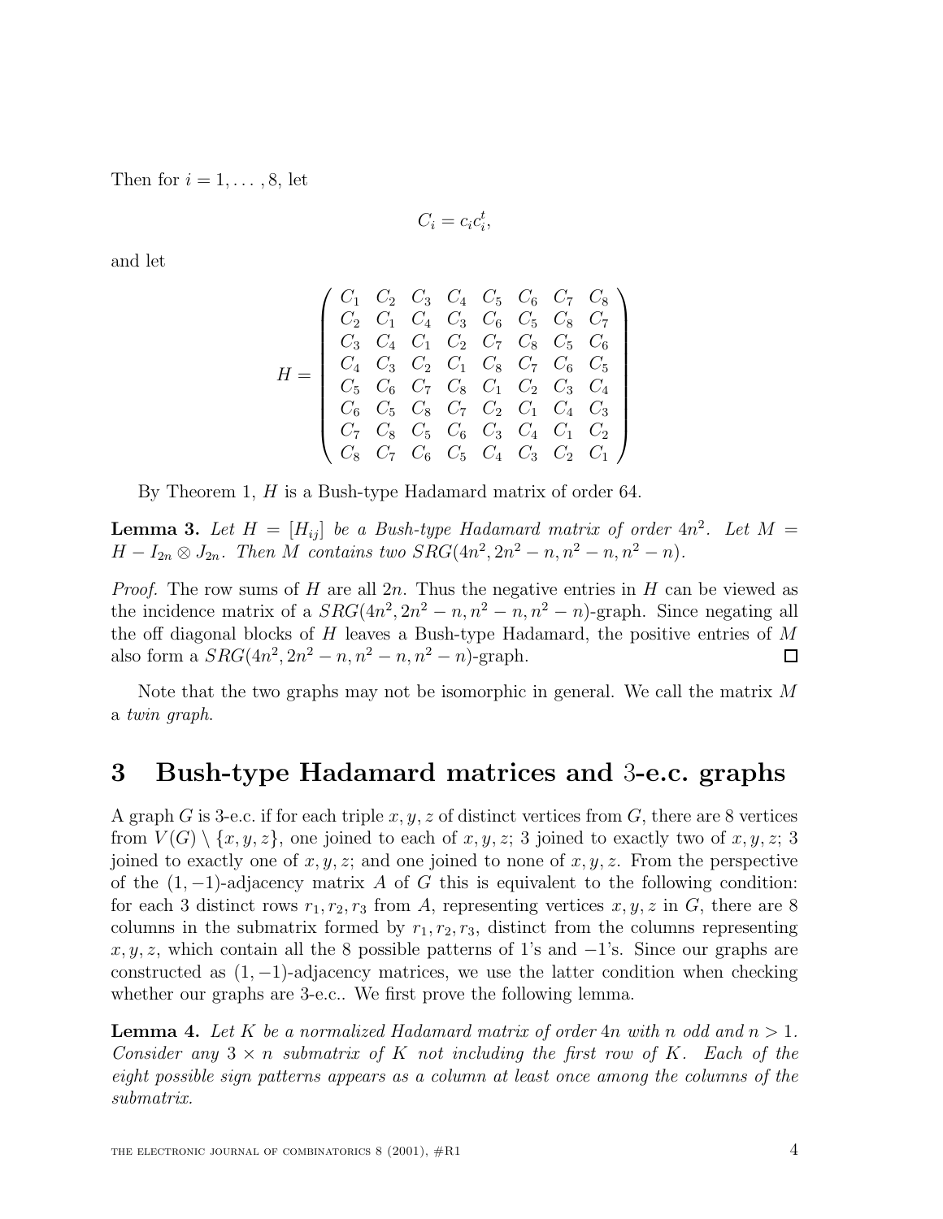Then for $i = 1, \ldots, 8$, let

$$C_i = c_i c_i^t,$$

and let

$$H = \begin{pmatrix} C_1 & C_2 & C_3 & C_4 & C_5 & C_6 & C_7 & C_8 \\ C_2 & C_1 & C_4 & C_3 & C_6 & C_5 & C_8 & C_7 \\ C_3 & C_4 & C_1 & C_2 & C_7 & C_8 & C_5 & C_6 \\ C_4 & C_3 & C_2 & C_1 & C_8 & C_7 & C_6 & C_5 \\ C_5 & C_6 & C_7 & C_8 & C_1 & C_2 & C_3 & C_4 \\ C_6 & C_5 & C_8 & C_7 & C_2 & C_1 & C_4 & C_3 \\ C_7 & C_8 & C_5 & C_6 & C_3 & C_4 & C_1 & C_2 \\ C_8 & C_7 & C_6 & C_5 & C_4 & C_3 & C_2 & C_1 \end{pmatrix}$$

By Theorem 1, $H$ is a Bush-type Hadamard matrix of order 64.

**Lemma 3.** *Let $H = [H_{ij}]$ be a Bush-type Hadamard matrix of order $4n^2$. Let $M = H - I_{2n} \otimes J_{2n}$. Then $M$ contains two $SRG(4n^2, 2n^2 - n, n^2 - n, n^2 - n)$.*

*Proof.* The row sums of $H$ are all $2n$. Thus the negative entries in $H$ can be viewed as the incidence matrix of a $SRG(4n^2, 2n^2 - n, n^2 - n, n^2 - n)$-graph. Since negating all the off diagonal blocks of $H$ leaves a Bush-type Hadamard, the positive entries of $M$ also form a $SRG(4n^2, 2n^2 - n, n^2 - n, n^2 - n)$-graph. □

Note that the two graphs may not be isomorphic in general. We call the matrix $M$ a *twin graph*.

## 3 Bush-type Hadamard matrices and 3-e.c. graphs

A graph $G$ is 3-e.c. if for each triple $x, y, z$ of distinct vertices from $G$, there are 8 vertices from $V(G) \setminus \{x, y, z\}$, one joined to each of $x, y, z$; 3 joined to exactly two of $x, y, z$; 3 joined to exactly one of $x, y, z$; and one joined to none of $x, y, z$. From the perspective of the $(1, -1)$-adjacency matrix $A$ of $G$ this is equivalent to the following condition: for each 3 distinct rows $r_1, r_2, r_3$ from $A$, representing vertices $x, y, z$ in $G$, there are 8 columns in the submatrix formed by $r_1, r_2, r_3$, distinct from the columns representing $x, y, z$, which contain all the 8 possible patterns of 1's and $-1$'s. Since our graphs are constructed as $(1, -1)$-adjacency matrices, we use the latter condition when checking whether our graphs are 3-e.c.. We first prove the following lemma.

**Lemma 4.** *Let $K$ be a normalized Hadamard matrix of order $4n$ with $n$ odd and $n > 1$. Consider any $3 \times n$ submatrix of $K$ not including the first row of $K$. Each of the eight possible sign patterns appears as a column at least once among the columns of the submatrix.*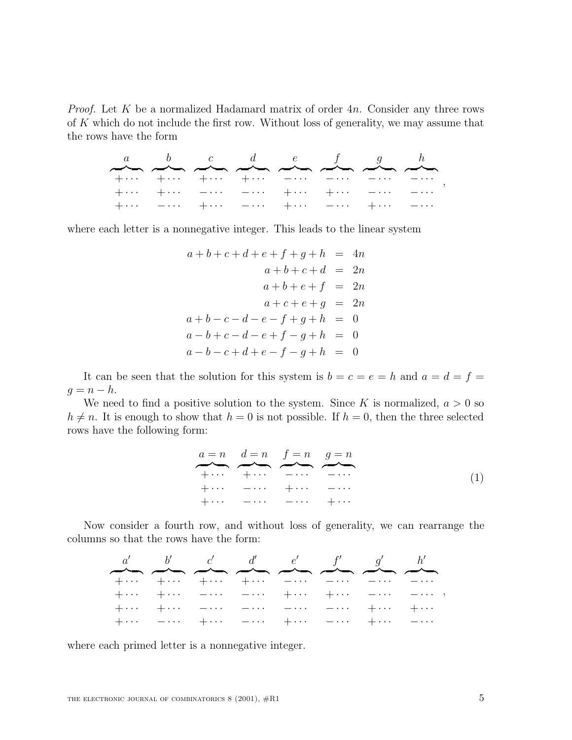*Proof.* Let $K$ be a normalized Hadamard matrix of order $4n$. Consider any three rows of $K$ which do not include the first row. Without loss of generality, we may assume that the rows have the form

$$
\begin{array}{cccccccc}
\overbrace{\phantom{+\cdots}}^{a} & \overbrace{\phantom{+\cdots}}^{b} & \overbrace{\phantom{+\cdots}}^{c} & \overbrace{\phantom{+\cdots}}^{d} & \overbrace{\phantom{+\cdots}}^{e} & \overbrace{\phantom{+\cdots}}^{f} & \overbrace{\phantom{+\cdots}}^{g} & \overbrace{\phantom{+\cdots}}^{h} \\
+\cdots & +\cdots & +\cdots & +\cdots & -\cdots & -\cdots & -\cdots & -\cdots \\
+\cdots & +\cdots & -\cdots & -\cdots & +\cdots & +\cdots & -\cdots & -\cdots \\
+\cdots & -\cdots & +\cdots & -\cdots & +\cdots & -\cdots & +\cdots & -\cdots
\end{array},
$$

where each letter is a nonnegative integer. This leads to the linear system

$$
\begin{aligned}
a+b+c+d+e+f+g+h &= 4n \\
a+b+c+d &= 2n \\
a+b+e+f &= 2n \\
a+c+e+g &= 2n \\
a+b-c-d-e-f+g+h &= 0 \\
a-b+c-d-e+f-g+h &= 0 \\
a-b-c+d+e-f-g+h &= 0
\end{aligned}
$$

It can be seen that the solution for this system is $b = c = e = h$ and $a = d = f = g = n - h$.

We need to find a positive solution to the system. Since $K$ is normalized, $a > 0$ so $h \neq n$. It is enough to show that $h = 0$ is not possible. If $h = 0$, then the three selected rows have the following form:

$$
\begin{array}{cccc}
\overbrace{\phantom{+\cdots}}^{a=n} & \overbrace{\phantom{+\cdots}}^{d=n} & \overbrace{\phantom{+\cdots}}^{f=n} & \overbrace{\phantom{+\cdots}}^{g=n} \\
+\cdots & +\cdots & -\cdots & -\cdots \\
+\cdots & -\cdots & +\cdots & -\cdots \\
+\cdots & -\cdots & -\cdots & +\cdots
\end{array}
\tag{1}
$$

Now consider a fourth row, and without loss of generality, we can rearrange the columns so that the rows have the form:

$$
\begin{array}{cccccccc}
\overbrace{\phantom{+\cdots}}^{a'} & \overbrace{\phantom{+\cdots}}^{b'} & \overbrace{\phantom{+\cdots}}^{c'} & \overbrace{\phantom{+\cdots}}^{d'} & \overbrace{\phantom{+\cdots}}^{e'} & \overbrace{\phantom{+\cdots}}^{f'} & \overbrace{\phantom{+\cdots}}^{g'} & \overbrace{\phantom{+\cdots}}^{h'} \\
+\cdots & +\cdots & +\cdots & +\cdots & -\cdots & -\cdots & -\cdots & -\cdots \\
+\cdots & +\cdots & -\cdots & -\cdots & +\cdots & +\cdots & -\cdots & -\cdots \\
+\cdots & +\cdots & -\cdots & -\cdots & -\cdots & -\cdots & +\cdots & +\cdots \\
+\cdots & -\cdots & +\cdots & -\cdots & +\cdots & -\cdots & +\cdots & -\cdots
\end{array},
$$

where each primed letter is a nonnegative integer.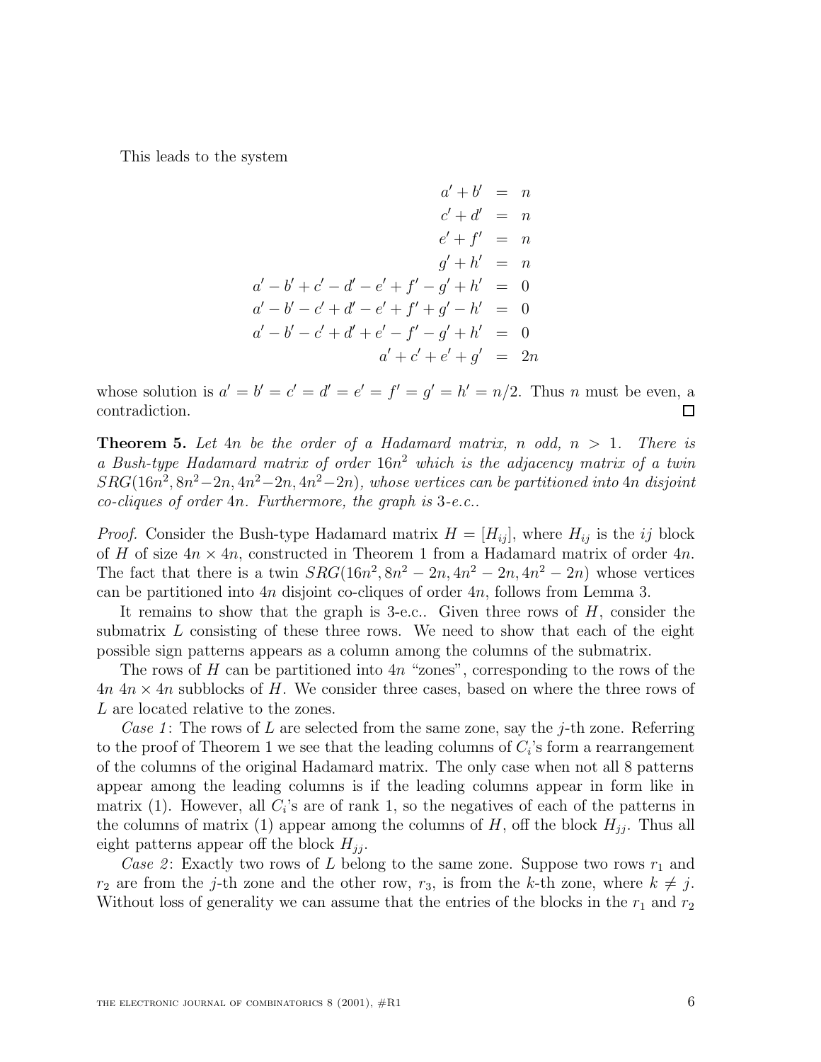This leads to the system

$$
\begin{aligned}
a' + b' &= n \\
c' + d' &= n \\
e' + f' &= n \\
g' + h' &= n \\
a' - b' + c' - d' - e' + f' - g' + h' &= 0 \\
a' - b' - c' + d' - e' + f' + g' - h' &= 0 \\
a' - b' - c' + d' + e' - f' - g' + h' &= 0 \\
a' + c' + e' + g' &= 2n
\end{aligned}
$$

whose solution is $a' = b' = c' = d' = e' = f' = g' = h' = n/2$. Thus $n$ must be even, a contradiction. □

**Theorem 5.** *Let $4n$ be the order of a Hadamard matrix, $n$ odd, $n > 1$. There is a Bush-type Hadamard matrix of order $16n^2$ which is the adjacency matrix of a twin $SRG(16n^2, 8n^2 - 2n, 4n^2 - 2n, 4n^2 - 2n)$, whose vertices can be partitioned into $4n$ disjoint co-cliques of order $4n$. Furthermore, the graph is 3-e.c..*

*Proof.* Consider the Bush-type Hadamard matrix $H = [H_{ij}]$, where $H_{ij}$ is the $ij$ block of $H$ of size $4n \times 4n$, constructed in Theorem 1 from a Hadamard matrix of order $4n$. The fact that there is a twin $SRG(16n^2, 8n^2 - 2n, 4n^2 - 2n, 4n^2 - 2n)$ whose vertices can be partitioned into $4n$ disjoint co-cliques of order $4n$, follows from Lemma 3.

It remains to show that the graph is 3-e.c.. Given three rows of $H$, consider the submatrix $L$ consisting of these three rows. We need to show that each of the eight possible sign patterns appears as a column among the columns of the submatrix.

The rows of $H$ can be partitioned into $4n$ "zones", corresponding to the rows of the $4n$ $4n \times 4n$ subblocks of $H$. We consider three cases, based on where the three rows of $L$ are located relative to the zones.

*Case 1*: The rows of $L$ are selected from the same zone, say the $j$-th zone. Referring to the proof of Theorem 1 we see that the leading columns of $C_i$'s form a rearrangement of the columns of the original Hadamard matrix. The only case when not all 8 patterns appear among the leading columns is if the leading columns appear in form like in matrix (1). However, all $C_i$'s are of rank 1, so the negatives of each of the patterns in the columns of matrix (1) appear among the columns of $H$, off the block $H_{jj}$. Thus all eight patterns appear off the block $H_{jj}$.

*Case 2*: Exactly two rows of $L$ belong to the same zone. Suppose two rows $r_1$ and $r_2$ are from the $j$-th zone and the other row, $r_3$, is from the $k$-th zone, where $k \neq j$. Without loss of generality we can assume that the entries of the blocks in the $r_1$ and $r_2$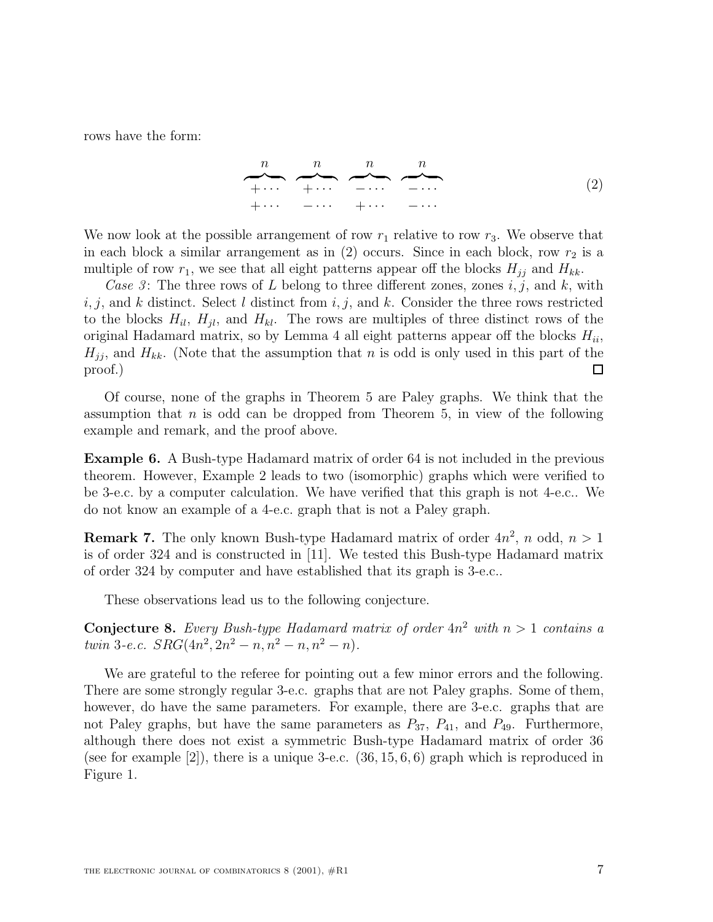rows have the form:

$$
\begin{array}{cccc}
\overbrace{+\cdots}^{n} & \overbrace{+\cdots}^{n} & \overbrace{-\cdots}^{n} & \overbrace{-\cdots}^{n} \\
+\cdots & -\cdots & +\cdots & -\cdots
\end{array}
\tag{2}
$$

We now look at the possible arrangement of row $r_1$ relative to row $r_3$. We observe that in each block a similar arrangement as in (2) occurs. Since in each block, row $r_2$ is a multiple of row $r_1$, we see that all eight patterns appear off the blocks $H_{jj}$ and $H_{kk}$.

*Case 3*: The three rows of $L$ belong to three different zones, zones $i, j$, and $k$, with $i, j$, and $k$ distinct. Select $l$ distinct from $i, j$, and $k$. Consider the three rows restricted to the blocks $H_{il}$, $H_{jl}$, and $H_{kl}$. The rows are multiples of three distinct rows of the original Hadamard matrix, so by Lemma 4 all eight patterns appear off the blocks $H_{ii}$, $H_{jj}$, and $H_{kk}$. (Note that the assumption that $n$ is odd is only used in this part of the proof.) □

Of course, none of the graphs in Theorem 5 are Paley graphs. We think that the assumption that $n$ is odd can be dropped from Theorem 5, in view of the following example and remark, and the proof above.

**Example 6.** A Bush-type Hadamard matrix of order 64 is not included in the previous theorem. However, Example 2 leads to two (isomorphic) graphs which were verified to be 3-e.c. by a computer calculation. We have verified that this graph is not 4-e.c.. We do not know an example of a 4-e.c. graph that is not a Paley graph.

**Remark 7.** The only known Bush-type Hadamard matrix of order $4n^2$, $n$ odd, $n > 1$ is of order 324 and is constructed in [11]. We tested this Bush-type Hadamard matrix of order 324 by computer and have established that its graph is 3-e.c..

These observations lead us to the following conjecture.

**Conjecture 8.** *Every Bush-type Hadamard matrix of order $4n^2$ with $n > 1$ contains a twin 3-e.c. $SRG(4n^2, 2n^2 - n, n^2 - n, n^2 - n)$.*

We are grateful to the referee for pointing out a few minor errors and the following. There are some strongly regular 3-e.c. graphs that are not Paley graphs. Some of them, however, do have the same parameters. For example, there are 3-e.c. graphs that are not Paley graphs, but have the same parameters as $P_{37}$, $P_{41}$, and $P_{49}$. Furthermore, although there does not exist a symmetric Bush-type Hadamard matrix of order 36 (see for example [2]), there is a unique 3-e.c. $(36, 15, 6, 6)$ graph which is reproduced in Figure 1.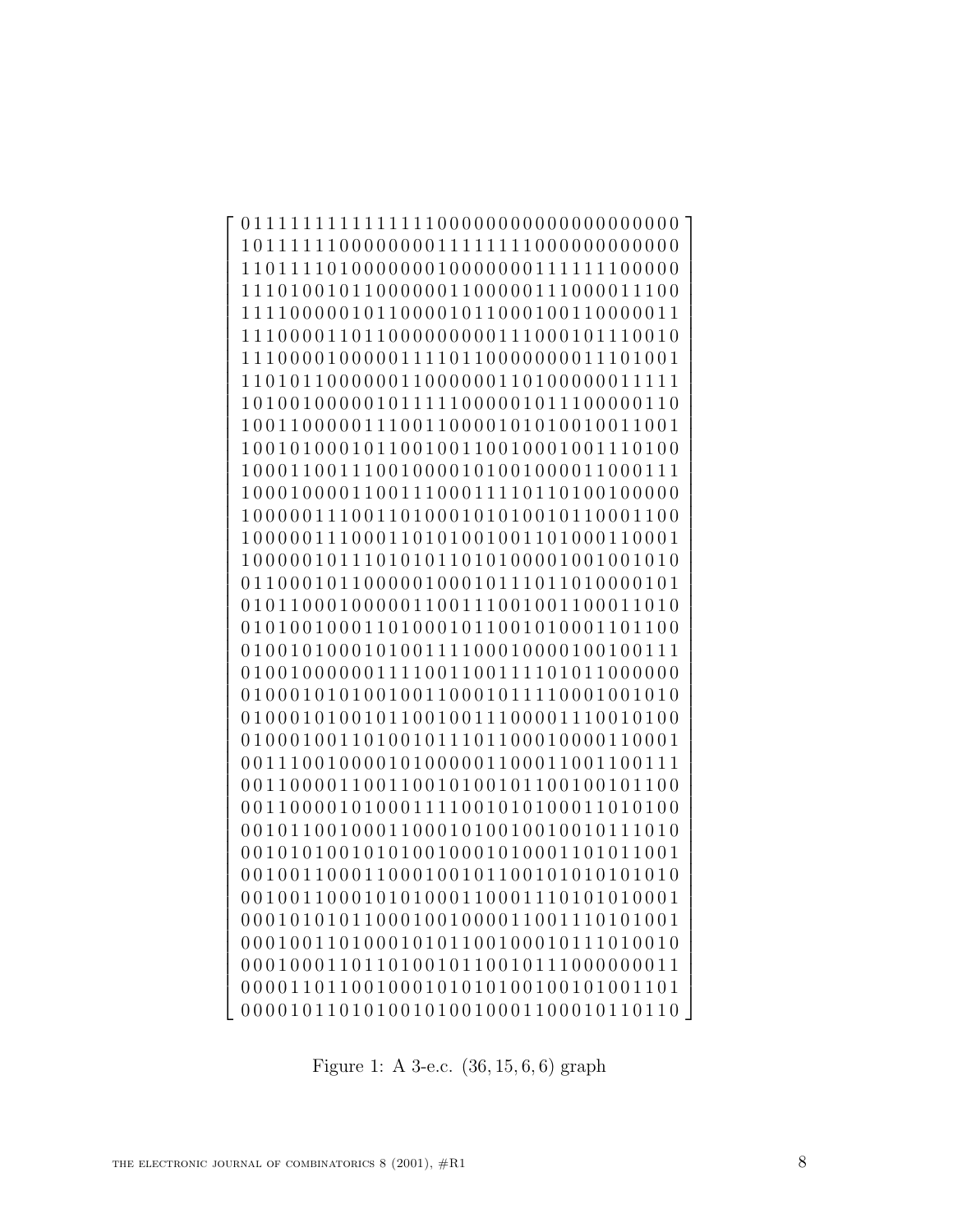$$
\left[
\begin{array}{c}
011111111111111110000000000000000000 \\
101111110000000011111111000000000000 \\
110111101000000010000000111111100000 \\
111010010110000001100000111000011100 \\
111100000101100001011000100110000011 \\
111000011011000000000111000101110010 \\
111000010000011110110000000011101001 \\
110101100000011000000110100000011111 \\
101001000001011111000001011100000110 \\
100110000011100110000101010010011001 \\
100101000101100100110010001001110100 \\
100011001110010000101001000011000111 \\
100010000110011100011110110100100000 \\
100000111001101000101010010110001100 \\
100000111000110101001001101000110001 \\
100000101110101011010100001001001010 \\
011000101100000100010111011010000101 \\
010110001000001100111001001100011010 \\
010100100011010001011001010001101100 \\
010010100010100111100010000100100111 \\
010010000001111001100111101011000000 \\
010001010100100110001011110001001010 \\
010001010010110010011100001110010100 \\
010001001101001011101100010000110001 \\
001110010000101000001100011001100111 \\
001100001100110010100101100100101100 \\
001100001010001111001010100011010100 \\
001011001000110001010010010010111010 \\
001010100101010010001010001101011001 \\
001001100011000100101100101010101010 \\
001001100010101000110001110101010001 \\
000101010110001001000011001110101001 \\
000100110100010101100100010111010010 \\
000100011011010010110010111000000011 \\
000011011001000101010100100101001101 \\
000010110101001010010001100010110110
\end{array}
\right]
$$

Figure 1: A 3-e.c. $(36, 15, 6, 6)$ graph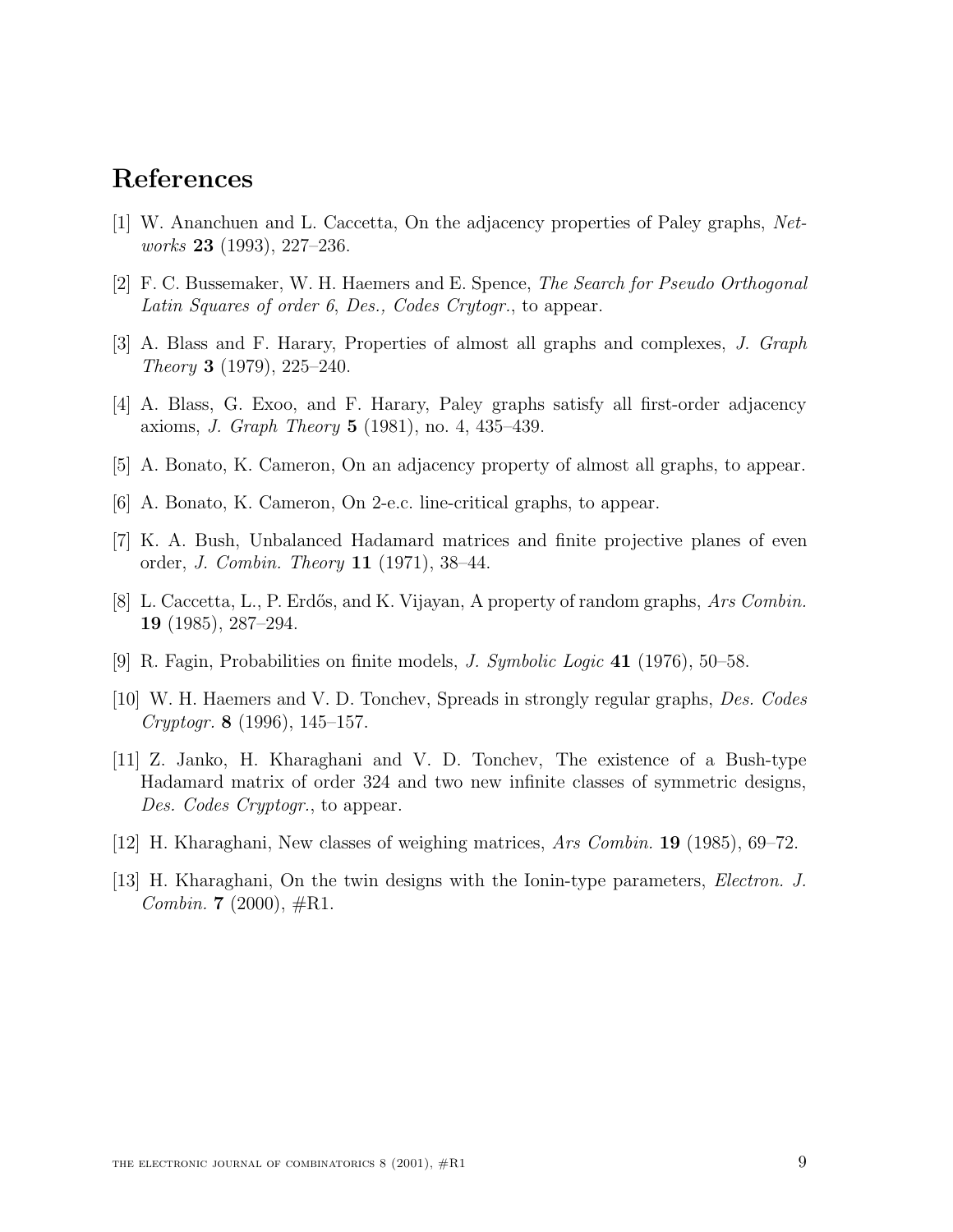## References

[1] W. Ananchuen and L. Caccetta, On the adjacency properties of Paley graphs, *Networks* **23** (1993), 227–236.

[2] F. C. Bussemaker, W. H. Haemers and E. Spence, *The Search for Pseudo Orthogonal Latin Squares of order 6*, *Des., Codes Crytogr.*, to appear.

[3] A. Blass and F. Harary, Properties of almost all graphs and complexes, *J. Graph Theory* **3** (1979), 225–240.

[4] A. Blass, G. Exoo, and F. Harary, Paley graphs satisfy all first-order adjacency axioms, *J. Graph Theory* **5** (1981), no. 4, 435–439.

[5] A. Bonato, K. Cameron, On an adjacency property of almost all graphs, to appear.

[6] A. Bonato, K. Cameron, On 2-e.c. line-critical graphs, to appear.

[7] K. A. Bush, Unbalanced Hadamard matrices and finite projective planes of even order, *J. Combin. Theory* **11** (1971), 38–44.

[8] L. Caccetta, L., P. Erdős, and K. Vijayan, A property of random graphs, *Ars Combin.* **19** (1985), 287–294.

[9] R. Fagin, Probabilities on finite models, *J. Symbolic Logic* **41** (1976), 50–58.

[10] W. H. Haemers and V. D. Tonchev, Spreads in strongly regular graphs, *Des. Codes Cryptogr.* **8** (1996), 145–157.

[11] Z. Janko, H. Kharaghani and V. D. Tonchev, The existence of a Bush-type Hadamard matrix of order 324 and two new infinite classes of symmetric designs, *Des. Codes Cryptogr.*, to appear.

[12] H. Kharaghani, New classes of weighing matrices, *Ars Combin.* **19** (1985), 69–72.

[13] H. Kharaghani, On the twin designs with the Ionin-type parameters, *Electron. J. Combin.* **7** (2000), #R1.